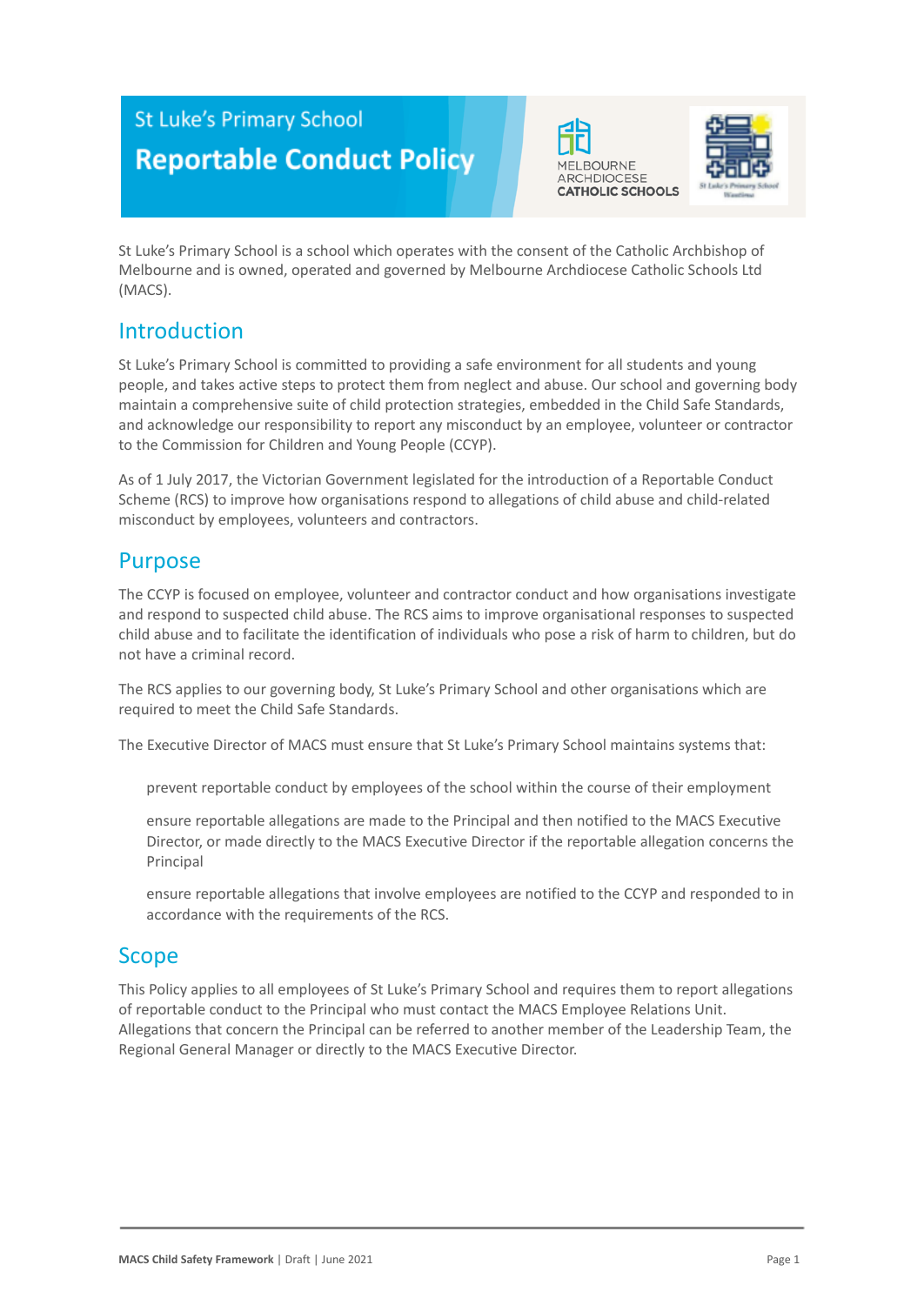# St Luke's Primary School

# Reportable Conduct Policy

St Luke's Primary School is a school which operates with the consent of the Catholic Archbishop of Melbourne and is owned, operated and governed by Melbourne Archdiocese Catholic Schools Ltd (MACS).

## Introduction

St Luke's Primary School is committed to providing a safe environment for all students and young people, and takes active steps to protect them from neglect and abuse. Our school and governing body maintain a comprehensive suite of child protection strategies, embedded in the Child Safe Standards, and acknowledge our responsibility to report any misconduct by an employee, volunteer or contractor to the Commission for Children and Young People (CCYP).

As of 1 July 2017, the Victorian Government legislated for the introduction of a Reportable Conduct Scheme (RCS) to improve how organisations respond to allegations of child abuse and child-related misconduct by employees, volunteers and contractors.

## Purpose

The CCYP is focused on employee, volunteer and contractor conduct and how organisations investigate and respond to suspected child abuse. The RCS aims to improve organisational responses to suspected child abuse and to facilitate the identification of individuals who pose a risk of harm to children, but do not have a criminal record.

The RCS applies to our governing body, St Luke's Primary School and other organisations which are required to meet the Child Safe Standards.

The Executive Director of MACS must ensure that St Luke's Primary School maintains systems that:

- prevent reportable conduct by employees of the school within the course of their employment
- ensure reportable allegations are made to the Principal and then notified to the MACS Executive Director, or made directly to the MACS Executive Director if the reportable allegation concerns the Principal
- ensure reportable allegations that involve employees are notified to the CCYP and responded to in accordance with the requirements of the RCS.

## Scope

This Policy applies to all employees of St Luke's Primary School and requires them to report allegations of reportable conduct to the Principal who must contact the MACS Employee Relations Unit. Allegations that concern the Principal can be referred to another member of the Leadership Team, the Regional General Manager or directly to the MACS Executive Director.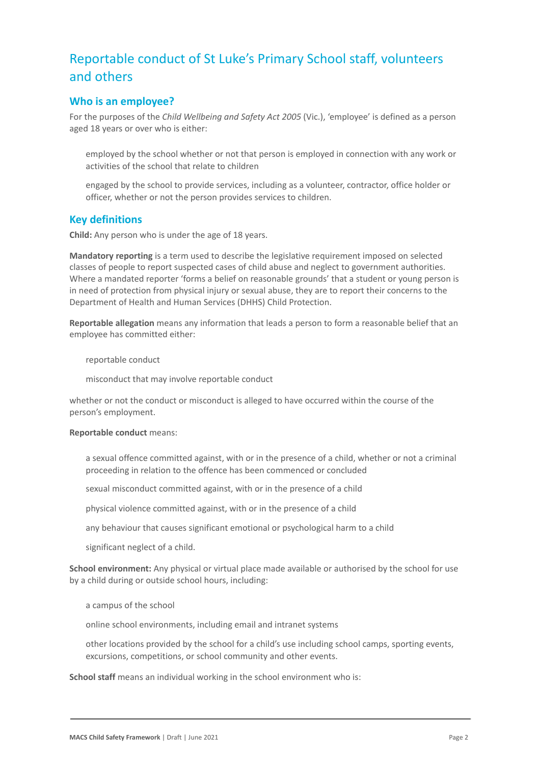# Reportable conduct of St Luke's Primary School staff, volunteers and others

## Who is an employee?

For the purposes of the *Child Wellbeing and Safety Act 2005* (Vic.), 'employee' is defined as a person aged 18 years or over who is either:

- employed by the school whether or not that person is employed in connection with any work or activities of the school that relate to children
- engaged by the school to provide services, including as a volunteer, contractor, office holder or officer, whether or not the person provides services to children.

## Key definitions

**Child:** Any person who is under the age of 18 years.

**Mandatory reporting** is a term used to describe the legislative requirement imposed on selected classes of people to report suspected cases of child abuse and neglect to government authorities. Where a mandated reporter 'forms a belief on reasonable grounds' that a student or young person is in need of protection from physical injury or sexual abuse, they are to report their concerns to the Department of Health and Human Services (DHHS) Child Protection.

**Reportable allegation** means any information that leads a person to form a reasonable belief that an employee has committed either:

- reportable conduct
- misconduct that may involve reportable conduct

whether or not the conduct or misconduct is alleged to have occurred within the course of the person's employment.

**Reportable conduct** means:

- a sexual offence committed against, with or in the presence of a child, whether or not a criminal proceeding in relation to the offence has been commenced or concluded
- sexual misconduct committed against, with or in the presence of a child
- physical violence committed against, with or in the presence of a child
- any behaviour that causes significant emotional or psychological harm to a child
- significant neglect of a child.

**School environment:** Any physical or virtual place made available or authorised by the school for use by a child during or outside school hours, including:

- a campus of the school
- online school environments, including email and intranet systems
- other locations provided by the school for a child's use including school camps, sporting events, excursions, competitions, or school community and other events.

**School staff** means an individual working in the school environment who is: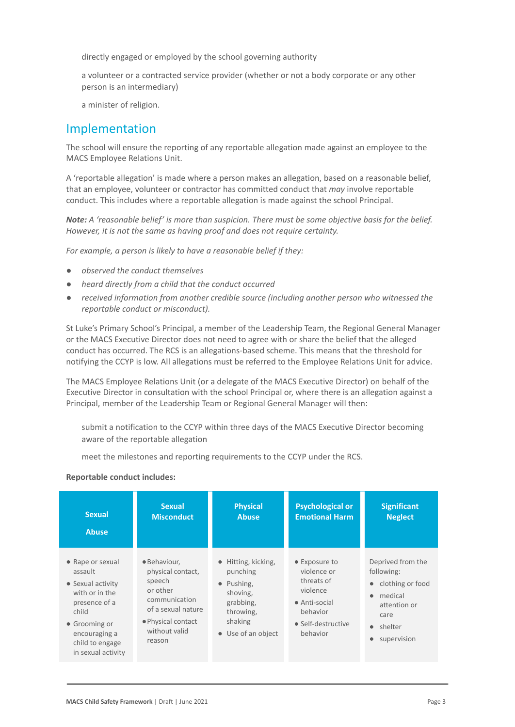directly engaged or employed by the school governing authority

a volunteer or a contracted service provider (whether or not a body corporate or any other person is an intermediary)

a minister of religion.

## Implementation

The school will ensure the reporting of any reportable allegation made against an employee to the MACS Employee Relations Unit.

A 'reportable allegation' is made where a person makes an allegation, based on a reasonable belief, that an employee, volunteer or contractor has committed conduct that *may* involve reportable conduct. This includes where a reportable allegation is made against the school Principal.

***Note:*** *A 'reasonable belief' is more than suspicion. There must be some objective basis for the belief. However, it is not the same as having proof and does not require certainty.*

*For example, a person is likely to have a reasonable belief if they:*

- *observed the conduct themselves*
- *heard directly from a child that the conduct occurred*
- *received information from another credible source (including another person who witnessed the reportable conduct or misconduct).*

St Luke's Primary School's Principal, a member of the Leadership Team, the Regional General Manager or the MACS Executive Director does not need to agree with or share the belief that the alleged conduct has occurred. The RCS is an allegations-based scheme. This means that the threshold for notifying the CCYP is low. All allegations must be referred to the Employee Relations Unit for advice.

The MACS Employee Relations Unit (or a delegate of the MACS Executive Director) on behalf of the Executive Director in consultation with the school Principal or, where there is an allegation against a Principal, member of the Leadership Team or Regional General Manager will then:

submit a notification to the CCYP within three days of the MACS Executive Director becoming aware of the reportable allegation

meet the milestones and reporting requirements to the CCYP under the RCS.

**Reportable conduct includes:**

| **Sexual Abuse** | **Sexual Misconduct** | **Physical Abuse** | **Psychological or Emotional Harm** | **Significant Neglect** |
|---|---|---|---|---|
| • Rape or sexual assault<br>• Sexual activity with or in the presence of a child<br>• Grooming or encouraging a child to engage in sexual activity | • Behaviour, physical contact, speech or other communication of a sexual nature<br>• Physical contact without valid reason | • Hitting, kicking, punching<br>• Pushing, shoving, grabbing, throwing, shaking<br>• Use of an object | • Exposure to violence or threats of violence<br>• Anti-social behavior<br>• Self-destructive behavior | Deprived from the following:<br>• clothing or food<br>• medical attention or care<br>• shelter<br>• supervision |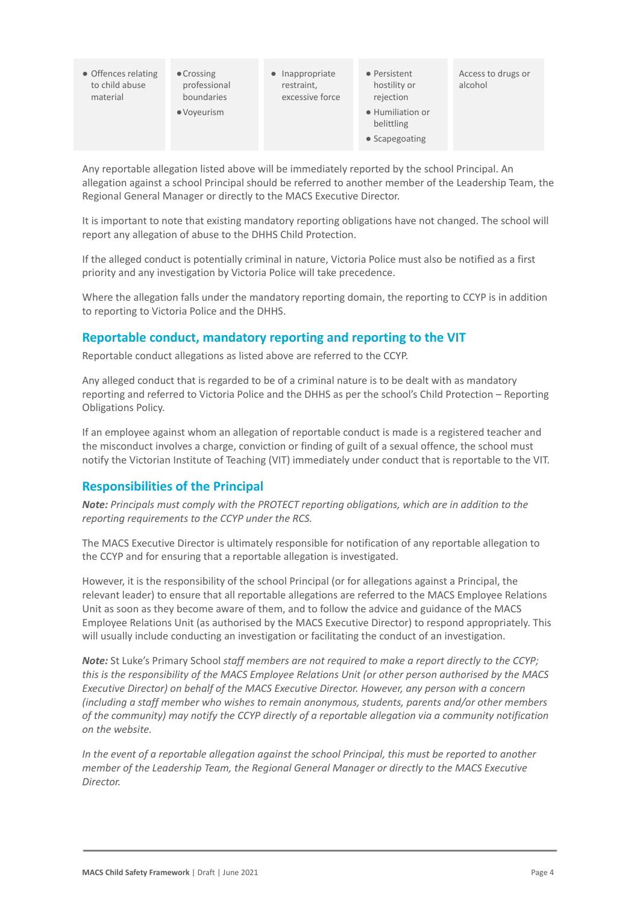| • Offences relating to child abuse material | • Crossing professional boundaries<br>• Voyeurism | • Inappropriate restraint, excessive force | • Persistent hostility or rejection<br>• Humiliation or belittling<br>• Scapegoating | Access to drugs or alcohol |
|---|---|---|---|---|

Any reportable allegation listed above will be immediately reported by the school Principal. An allegation against a school Principal should be referred to another member of the Leadership Team, the Regional General Manager or directly to the MACS Executive Director.

It is important to note that existing mandatory reporting obligations have not changed. The school will report any allegation of abuse to the DHHS Child Protection.

If the alleged conduct is potentially criminal in nature, Victoria Police must also be notified as a first priority and any investigation by Victoria Police will take precedence.

Where the allegation falls under the mandatory reporting domain, the reporting to CCYP is in addition to reporting to Victoria Police and the DHHS.

## Reportable conduct, mandatory reporting and reporting to the VIT

Reportable conduct allegations as listed above are referred to the CCYP.

Any alleged conduct that is regarded to be of a criminal nature is to be dealt with as mandatory reporting and referred to Victoria Police and the DHHS as per the school's Child Protection – Reporting Obligations Policy.

If an employee against whom an allegation of reportable conduct is made is a registered teacher and the misconduct involves a charge, conviction or finding of guilt of a sexual offence, the school must notify the Victorian Institute of Teaching (VIT) immediately under conduct that is reportable to the VIT.

## Responsibilities of the Principal

***Note:*** *Principals must comply with the PROTECT reporting obligations, which are in addition to the reporting requirements to the CCYP under the RCS.*

The MACS Executive Director is ultimately responsible for notification of any reportable allegation to the CCYP and for ensuring that a reportable allegation is investigated.

However, it is the responsibility of the school Principal (or for allegations against a Principal, the relevant leader) to ensure that all reportable allegations are referred to the MACS Employee Relations Unit as soon as they become aware of them, and to follow the advice and guidance of the MACS Employee Relations Unit (as authorised by the MACS Executive Director) to respond appropriately. This will usually include conducting an investigation or facilitating the conduct of an investigation.

***Note:*** St Luke's Primary School *staff members are not required to make a report directly to the CCYP; this is the responsibility of the MACS Employee Relations Unit (or other person authorised by the MACS Executive Director) on behalf of the MACS Executive Director. However, any person with a concern (including a staff member who wishes to remain anonymous, students, parents and/or other members of the community) may notify the CCYP directly of a reportable allegation via a community notification on the website.*

*In the event of a reportable allegation against the school Principal, this must be reported to another member of the Leadership Team, the Regional General Manager or directly to the MACS Executive Director.*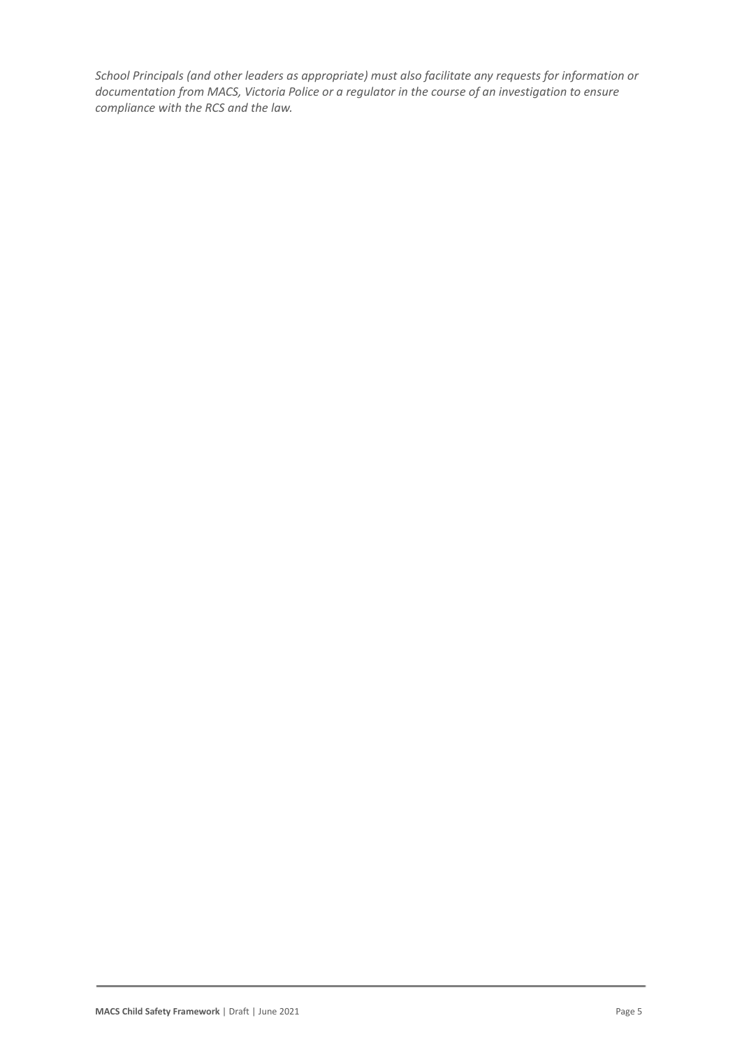*School Principals (and other leaders as appropriate) must also facilitate any requests for information or documentation from MACS, Victoria Police or a regulator in the course of an investigation to ensure compliance with the RCS and the law.*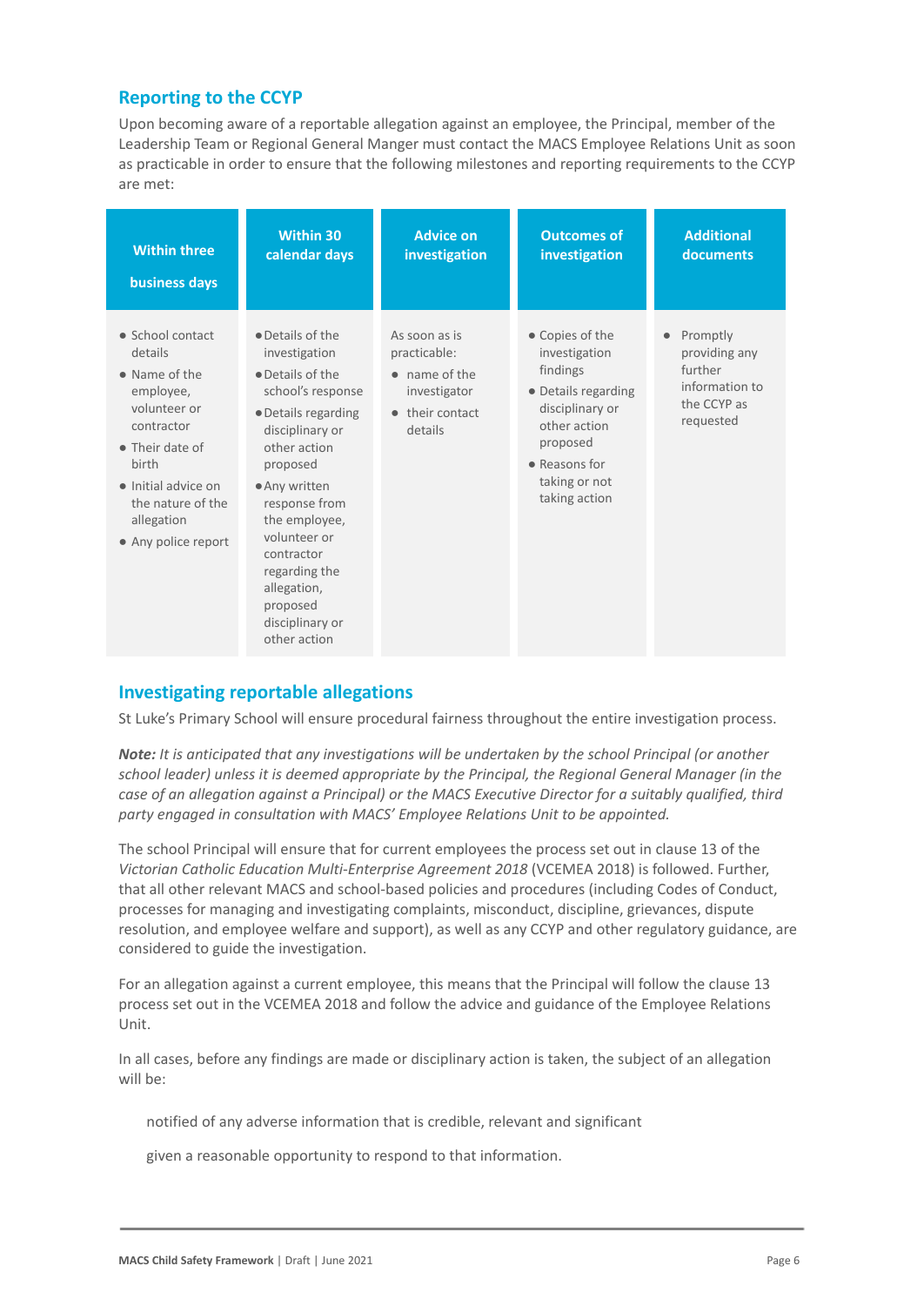## Reporting to the CCYP

Upon becoming aware of a reportable allegation against an employee, the Principal, member of the Leadership Team or Regional General Manger must contact the MACS Employee Relations Unit as soon as practicable in order to ensure that the following milestones and reporting requirements to the CCYP are met:

| Within three business days | Within 30 calendar days | Advice on investigation | Outcomes of investigation | Additional documents |
|---|---|---|---|---|
| • School contact details<br>• Name of the employee, volunteer or contractor<br>• Their date of birth<br>• Initial advice on the nature of the allegation<br>• Any police report | • Details of the investigation<br>• Details of the school's response<br>• Details regarding disciplinary or other action proposed<br>• Any written response from the employee, volunteer or contractor regarding the allegation, proposed disciplinary or other action | As soon as is practicable:<br>• name of the investigator<br>• their contact details | • Copies of the investigation findings<br>• Details regarding disciplinary or other action proposed<br>• Reasons for taking or not taking action | • Promptly providing any further information to the CCYP as requested |

## Investigating reportable allegations

St Luke's Primary School will ensure procedural fairness throughout the entire investigation process.

***Note:*** *It is anticipated that any investigations will be undertaken by the school Principal (or another school leader) unless it is deemed appropriate by the Principal, the Regional General Manager (in the case of an allegation against a Principal) or the MACS Executive Director for a suitably qualified, third party engaged in consultation with MACS' Employee Relations Unit to be appointed.*

The school Principal will ensure that for current employees the process set out in clause 13 of the *Victorian Catholic Education Multi-Enterprise Agreement 2018* (VCEMEA 2018) is followed. Further, that all other relevant MACS and school-based policies and procedures (including Codes of Conduct, processes for managing and investigating complaints, misconduct, discipline, grievances, dispute resolution, and employee welfare and support), as well as any CCYP and other regulatory guidance, are considered to guide the investigation.

For an allegation against a current employee, this means that the Principal will follow the clause 13 process set out in the VCEMEA 2018 and follow the advice and guidance of the Employee Relations Unit.

In all cases, before any findings are made or disciplinary action is taken, the subject of an allegation will be:

- notified of any adverse information that is credible, relevant and significant
- given a reasonable opportunity to respond to that information.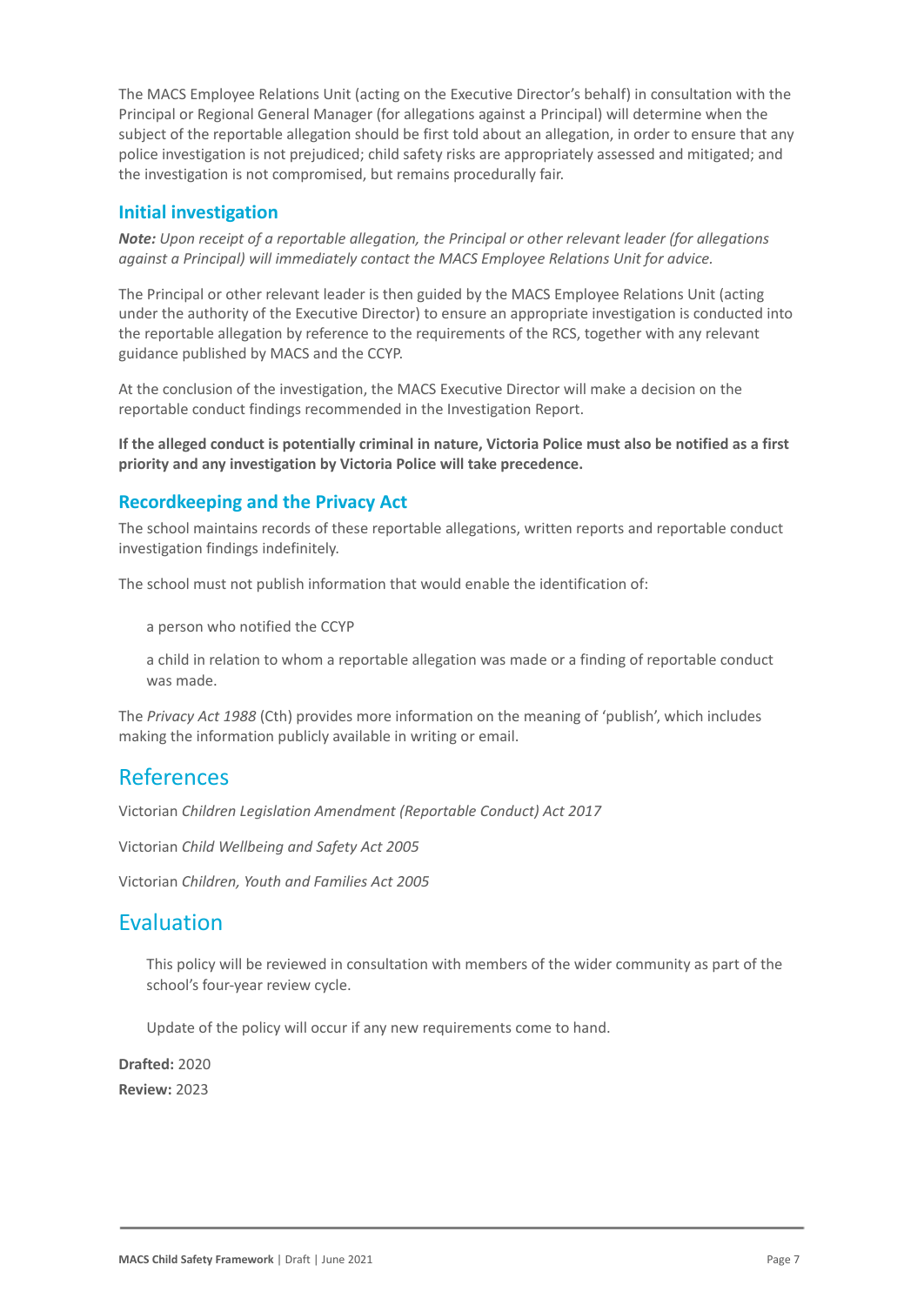The MACS Employee Relations Unit (acting on the Executive Director's behalf) in consultation with the Principal or Regional General Manager (for allegations against a Principal) will determine when the subject of the reportable allegation should be first told about an allegation, in order to ensure that any police investigation is not prejudiced; child safety risks are appropriately assessed and mitigated; and the investigation is not compromised, but remains procedurally fair.

### Initial investigation

***Note:*** *Upon receipt of a reportable allegation, the Principal or other relevant leader (for allegations against a Principal) will immediately contact the MACS Employee Relations Unit for advice.*

The Principal or other relevant leader is then guided by the MACS Employee Relations Unit (acting under the authority of the Executive Director) to ensure an appropriate investigation is conducted into the reportable allegation by reference to the requirements of the RCS, together with any relevant guidance published by MACS and the CCYP.

At the conclusion of the investigation, the MACS Executive Director will make a decision on the reportable conduct findings recommended in the Investigation Report.

**If the alleged conduct is potentially criminal in nature, Victoria Police must also be notified as a first priority and any investigation by Victoria Police will take precedence.**

### Recordkeeping and the Privacy Act

The school maintains records of these reportable allegations, written reports and reportable conduct investigation findings indefinitely.

The school must not publish information that would enable the identification of:

- a person who notified the CCYP
- a child in relation to whom a reportable allegation was made or a finding of reportable conduct was made.

The *Privacy Act 1988* (Cth) provides more information on the meaning of 'publish', which includes making the information publicly available in writing or email.

## References

Victorian *Children Legislation Amendment (Reportable Conduct) Act 2017*

Victorian *Child Wellbeing and Safety Act 2005*

Victorian *Children, Youth and Families Act 2005*

## Evaluation

This policy will be reviewed in consultation with members of the wider community as part of the school's four-year review cycle.

Update of the policy will occur if any new requirements come to hand.

**Drafted:** 2020
**Review:** 2023